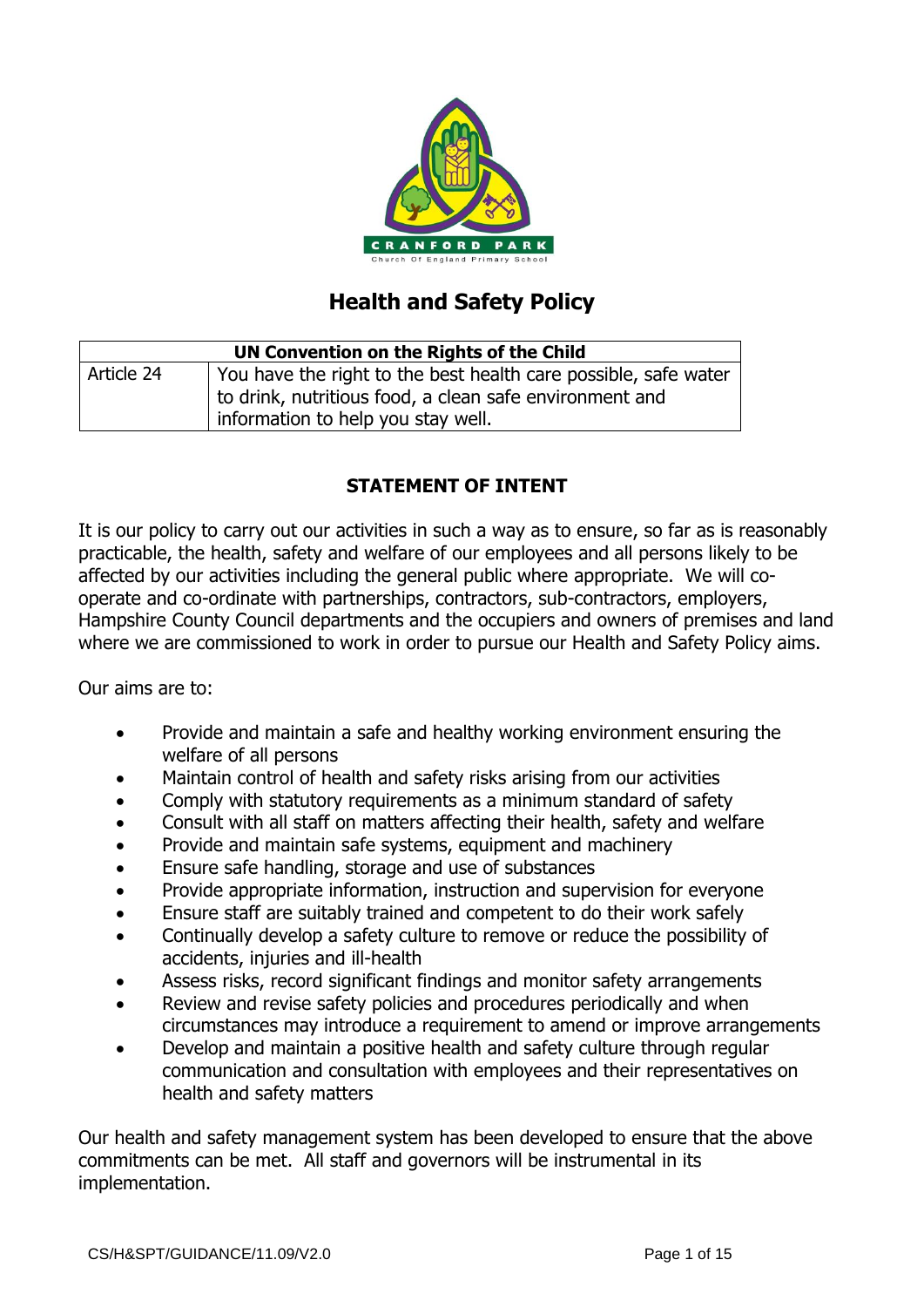CRANFORD PARK

Church Of England Primary School

# Health and Safety Policy

| UN Convention on the Rights of the Child | |
|---|---|
| Article 24 | You have the right to the best health care possible, safe water to drink, nutritious food, a clean safe environment and information to help you stay well. |

## STATEMENT OF INTENT

It is our policy to carry out our activities in such a way as to ensure, so far as is reasonably practicable, the health, safety and welfare of our employees and all persons likely to be affected by our activities including the general public where appropriate. We will co-operate and co-ordinate with partnerships, contractors, sub-contractors, employers, Hampshire County Council departments and the occupiers and owners of premises and land where we are commissioned to work in order to pursue our Health and Safety Policy aims.

Our aims are to:

- Provide and maintain a safe and healthy working environment ensuring the welfare of all persons
- Maintain control of health and safety risks arising from our activities
- Comply with statutory requirements as a minimum standard of safety
- Consult with all staff on matters affecting their health, safety and welfare
- Provide and maintain safe systems, equipment and machinery
- Ensure safe handling, storage and use of substances
- Provide appropriate information, instruction and supervision for everyone
- Ensure staff are suitably trained and competent to do their work safely
- Continually develop a safety culture to remove or reduce the possibility of accidents, injuries and ill-health
- Assess risks, record significant findings and monitor safety arrangements
- Review and revise safety policies and procedures periodically and when circumstances may introduce a requirement to amend or improve arrangements
- Develop and maintain a positive health and safety culture through regular communication and consultation with employees and their representatives on health and safety matters

Our health and safety management system has been developed to ensure that the above commitments can be met. All staff and governors will be instrumental in its implementation.

CS/H&SPT/GUIDANCE/11.09/V2.0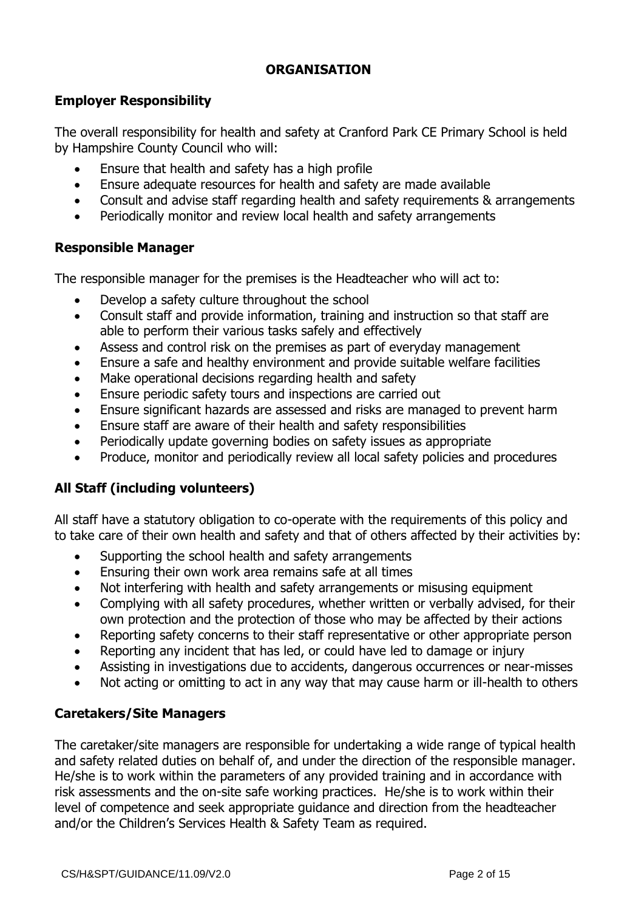# ORGANISATION

## Employer Responsibility

The overall responsibility for health and safety at Cranford Park CE Primary School is held by Hampshire County Council who will:

- Ensure that health and safety has a high profile
- Ensure adequate resources for health and safety are made available
- Consult and advise staff regarding health and safety requirements & arrangements
- Periodically monitor and review local health and safety arrangements

## Responsible Manager

The responsible manager for the premises is the Headteacher who will act to:

- Develop a safety culture throughout the school
- Consult staff and provide information, training and instruction so that staff are able to perform their various tasks safely and effectively
- Assess and control risk on the premises as part of everyday management
- Ensure a safe and healthy environment and provide suitable welfare facilities
- Make operational decisions regarding health and safety
- Ensure periodic safety tours and inspections are carried out
- Ensure significant hazards are assessed and risks are managed to prevent harm
- Ensure staff are aware of their health and safety responsibilities
- Periodically update governing bodies on safety issues as appropriate
- Produce, monitor and periodically review all local safety policies and procedures

## All Staff (including volunteers)

All staff have a statutory obligation to co-operate with the requirements of this policy and to take care of their own health and safety and that of others affected by their activities by:

- Supporting the school health and safety arrangements
- Ensuring their own work area remains safe at all times
- Not interfering with health and safety arrangements or misusing equipment
- Complying with all safety procedures, whether written or verbally advised, for their own protection and the protection of those who may be affected by their actions
- Reporting safety concerns to their staff representative or other appropriate person
- Reporting any incident that has led, or could have led to damage or injury
- Assisting in investigations due to accidents, dangerous occurrences or near-misses
- Not acting or omitting to act in any way that may cause harm or ill-health to others

## Caretakers/Site Managers

The caretaker/site managers are responsible for undertaking a wide range of typical health and safety related duties on behalf of, and under the direction of the responsible manager. He/she is to work within the parameters of any provided training and in accordance with risk assessments and the on-site safe working practices. He/she is to work within their level of competence and seek appropriate guidance and direction from the headteacher and/or the Children's Services Health & Safety Team as required.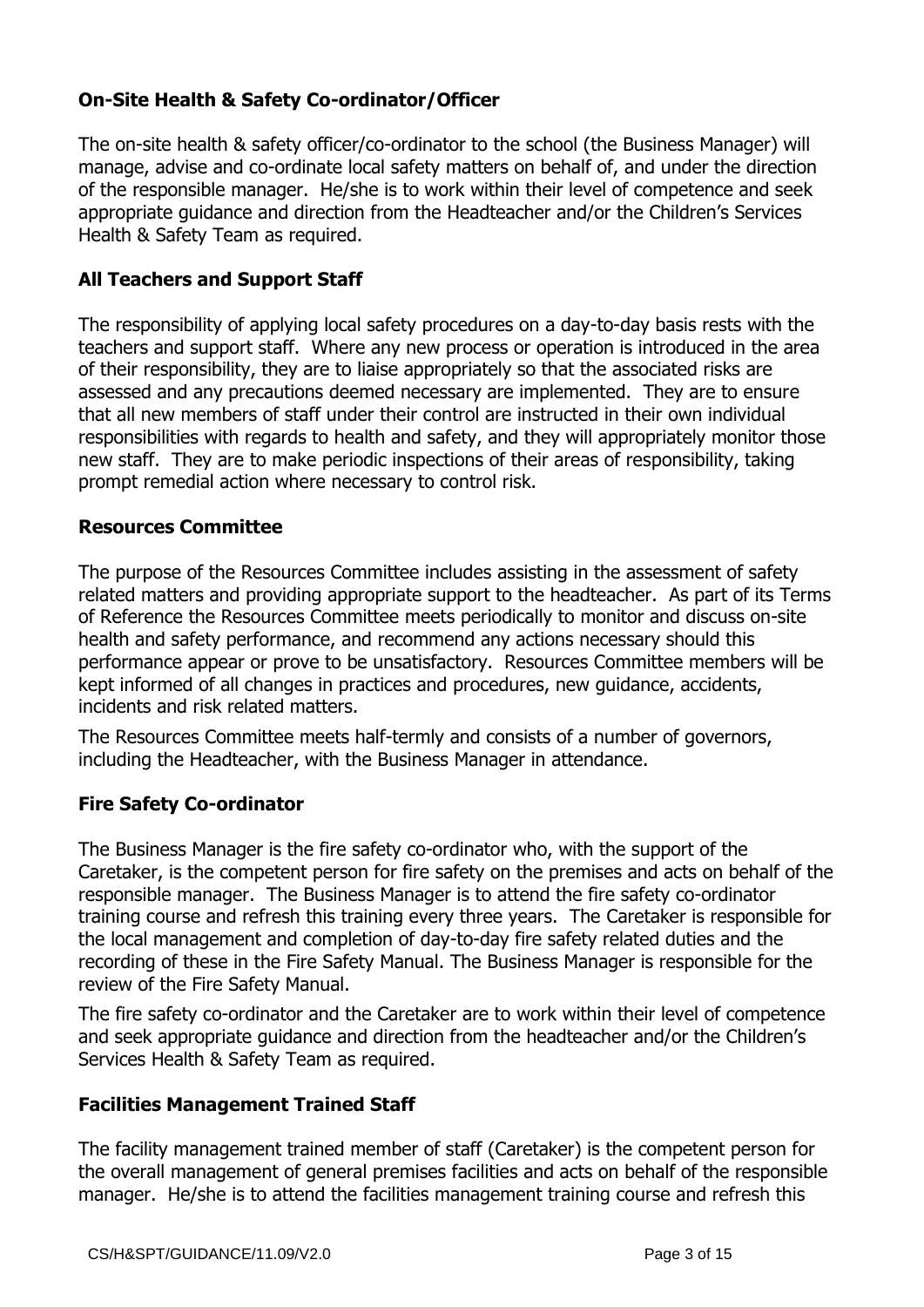### On-Site Health & Safety Co-ordinator/Officer

The on-site health & safety officer/co-ordinator to the school (the Business Manager) will manage, advise and co-ordinate local safety matters on behalf of, and under the direction of the responsible manager. He/she is to work within their level of competence and seek appropriate guidance and direction from the Headteacher and/or the Children's Services Health & Safety Team as required.

### All Teachers and Support Staff

The responsibility of applying local safety procedures on a day-to-day basis rests with the teachers and support staff. Where any new process or operation is introduced in the area of their responsibility, they are to liaise appropriately so that the associated risks are assessed and any precautions deemed necessary are implemented. They are to ensure that all new members of staff under their control are instructed in their own individual responsibilities with regards to health and safety, and they will appropriately monitor those new staff. They are to make periodic inspections of their areas of responsibility, taking prompt remedial action where necessary to control risk.

### Resources Committee

The purpose of the Resources Committee includes assisting in the assessment of safety related matters and providing appropriate support to the headteacher. As part of its Terms of Reference the Resources Committee meets periodically to monitor and discuss on-site health and safety performance, and recommend any actions necessary should this performance appear or prove to be unsatisfactory. Resources Committee members will be kept informed of all changes in practices and procedures, new guidance, accidents, incidents and risk related matters.

The Resources Committee meets half-termly and consists of a number of governors, including the Headteacher, with the Business Manager in attendance.

### Fire Safety Co-ordinator

The Business Manager is the fire safety co-ordinator who, with the support of the Caretaker, is the competent person for fire safety on the premises and acts on behalf of the responsible manager. The Business Manager is to attend the fire safety co-ordinator training course and refresh this training every three years. The Caretaker is responsible for the local management and completion of day-to-day fire safety related duties and the recording of these in the Fire Safety Manual. The Business Manager is responsible for the review of the Fire Safety Manual.

The fire safety co-ordinator and the Caretaker are to work within their level of competence and seek appropriate guidance and direction from the headteacher and/or the Children's Services Health & Safety Team as required.

### Facilities Management Trained Staff

The facility management trained member of staff (Caretaker) is the competent person for the overall management of general premises facilities and acts on behalf of the responsible manager. He/she is to attend the facilities management training course and refresh this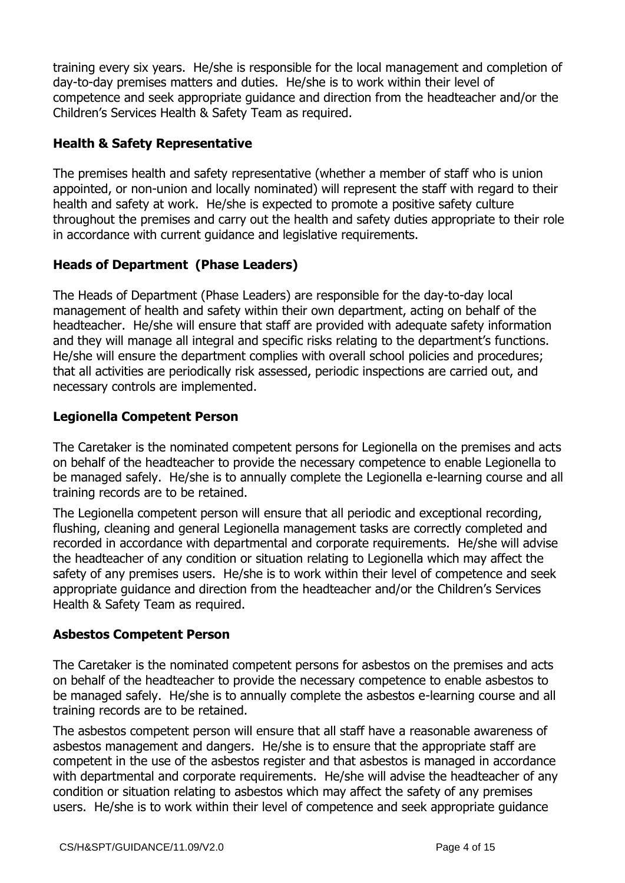training every six years. He/she is responsible for the local management and completion of day-to-day premises matters and duties. He/she is to work within their level of competence and seek appropriate guidance and direction from the headteacher and/or the Children's Services Health & Safety Team as required.

### Health & Safety Representative

The premises health and safety representative (whether a member of staff who is union appointed, or non-union and locally nominated) will represent the staff with regard to their health and safety at work. He/she is expected to promote a positive safety culture throughout the premises and carry out the health and safety duties appropriate to their role in accordance with current guidance and legislative requirements.

### Heads of Department (Phase Leaders)

The Heads of Department (Phase Leaders) are responsible for the day-to-day local management of health and safety within their own department, acting on behalf of the headteacher. He/she will ensure that staff are provided with adequate safety information and they will manage all integral and specific risks relating to the department's functions. He/she will ensure the department complies with overall school policies and procedures; that all activities are periodically risk assessed, periodic inspections are carried out, and necessary controls are implemented.

### Legionella Competent Person

The Caretaker is the nominated competent persons for Legionella on the premises and acts on behalf of the headteacher to provide the necessary competence to enable Legionella to be managed safely. He/she is to annually complete the Legionella e-learning course and all training records are to be retained.

The Legionella competent person will ensure that all periodic and exceptional recording, flushing, cleaning and general Legionella management tasks are correctly completed and recorded in accordance with departmental and corporate requirements. He/she will advise the headteacher of any condition or situation relating to Legionella which may affect the safety of any premises users. He/she is to work within their level of competence and seek appropriate guidance and direction from the headteacher and/or the Children's Services Health & Safety Team as required.

### Asbestos Competent Person

The Caretaker is the nominated competent persons for asbestos on the premises and acts on behalf of the headteacher to provide the necessary competence to enable asbestos to be managed safely. He/she is to annually complete the asbestos e-learning course and all training records are to be retained.

The asbestos competent person will ensure that all staff have a reasonable awareness of asbestos management and dangers. He/she is to ensure that the appropriate staff are competent in the use of the asbestos register and that asbestos is managed in accordance with departmental and corporate requirements. He/she will advise the headteacher of any condition or situation relating to asbestos which may affect the safety of any premises users. He/she is to work within their level of competence and seek appropriate guidance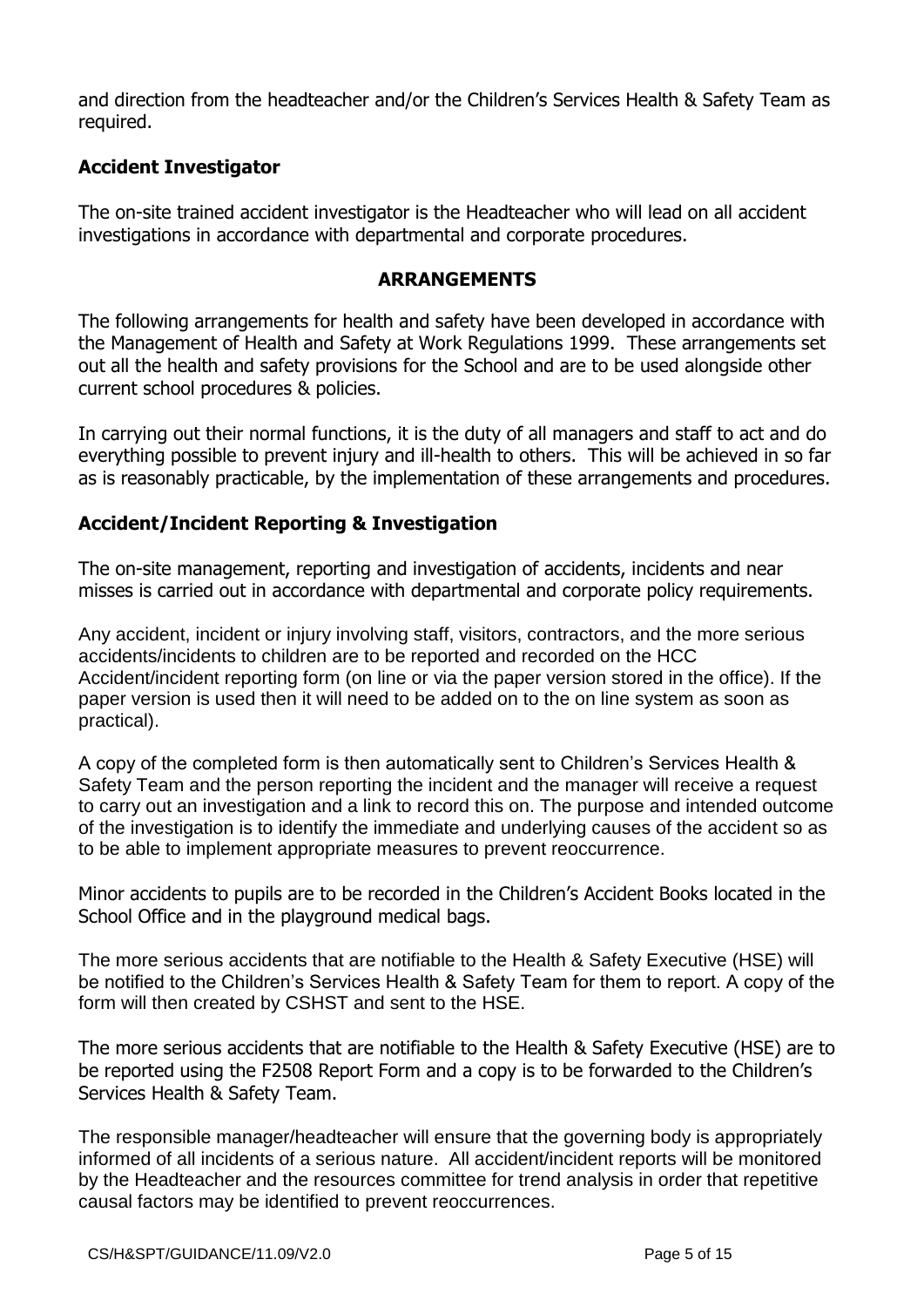and direction from the headteacher and/or the Children's Services Health & Safety Team as required.

### Accident Investigator

The on-site trained accident investigator is the Headteacher who will lead on all accident investigations in accordance with departmental and corporate procedures.

## ARRANGEMENTS

The following arrangements for health and safety have been developed in accordance with the Management of Health and Safety at Work Regulations 1999. These arrangements set out all the health and safety provisions for the School and are to be used alongside other current school procedures & policies.

In carrying out their normal functions, it is the duty of all managers and staff to act and do everything possible to prevent injury and ill-health to others. This will be achieved in so far as is reasonably practicable, by the implementation of these arrangements and procedures.

### Accident/Incident Reporting & Investigation

The on-site management, reporting and investigation of accidents, incidents and near misses is carried out in accordance with departmental and corporate policy requirements.

Any accident, incident or injury involving staff, visitors, contractors, and the more serious accidents/incidents to children are to be reported and recorded on the HCC Accident/incident reporting form (on line or via the paper version stored in the office). If the paper version is used then it will need to be added on to the on line system as soon as practical).

A copy of the completed form is then automatically sent to Children's Services Health & Safety Team and the person reporting the incident and the manager will receive a request to carry out an investigation and a link to record this on. The purpose and intended outcome of the investigation is to identify the immediate and underlying causes of the accident so as to be able to implement appropriate measures to prevent reoccurrence.

Minor accidents to pupils are to be recorded in the Children's Accident Books located in the School Office and in the playground medical bags.

The more serious accidents that are notifiable to the Health & Safety Executive (HSE) will be notified to the Children's Services Health & Safety Team for them to report. A copy of the form will then created by CSHST and sent to the HSE.

The more serious accidents that are notifiable to the Health & Safety Executive (HSE) are to be reported using the F2508 Report Form and a copy is to be forwarded to the Children's Services Health & Safety Team.

The responsible manager/headteacher will ensure that the governing body is appropriately informed of all incidents of a serious nature. All accident/incident reports will be monitored by the Headteacher and the resources committee for trend analysis in order that repetitive causal factors may be identified to prevent reoccurrences.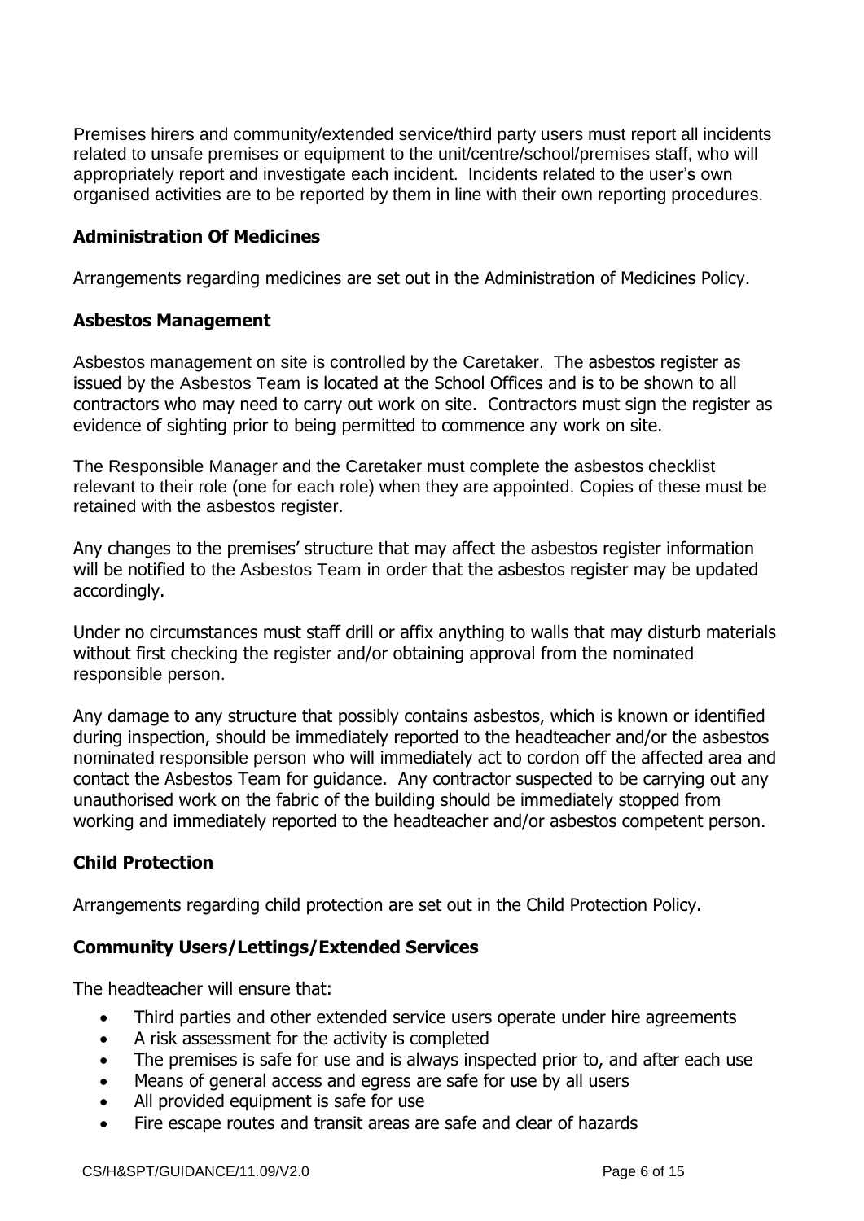Premises hirers and community/extended service/third party users must report all incidents related to unsafe premises or equipment to the unit/centre/school/premises staff, who will appropriately report and investigate each incident. Incidents related to the user's own organised activities are to be reported by them in line with their own reporting procedures.

## Administration Of Medicines

Arrangements regarding medicines are set out in the Administration of Medicines Policy.

## Asbestos Management

Asbestos management on site is controlled by the Caretaker. The asbestos register as issued by the Asbestos Team is located at the School Offices and is to be shown to all contractors who may need to carry out work on site. Contractors must sign the register as evidence of sighting prior to being permitted to commence any work on site.

The Responsible Manager and the Caretaker must complete the asbestos checklist relevant to their role (one for each role) when they are appointed. Copies of these must be retained with the asbestos register.

Any changes to the premises' structure that may affect the asbestos register information will be notified to the Asbestos Team in order that the asbestos register may be updated accordingly.

Under no circumstances must staff drill or affix anything to walls that may disturb materials without first checking the register and/or obtaining approval from the nominated responsible person.

Any damage to any structure that possibly contains asbestos, which is known or identified during inspection, should be immediately reported to the headteacher and/or the asbestos nominated responsible person who will immediately act to cordon off the affected area and contact the Asbestos Team for guidance. Any contractor suspected to be carrying out any unauthorised work on the fabric of the building should be immediately stopped from working and immediately reported to the headteacher and/or asbestos competent person.

## Child Protection

Arrangements regarding child protection are set out in the Child Protection Policy.

## Community Users/Lettings/Extended Services

The headteacher will ensure that:

- Third parties and other extended service users operate under hire agreements
- A risk assessment for the activity is completed
- The premises is safe for use and is always inspected prior to, and after each use
- Means of general access and egress are safe for use by all users
- All provided equipment is safe for use
- Fire escape routes and transit areas are safe and clear of hazards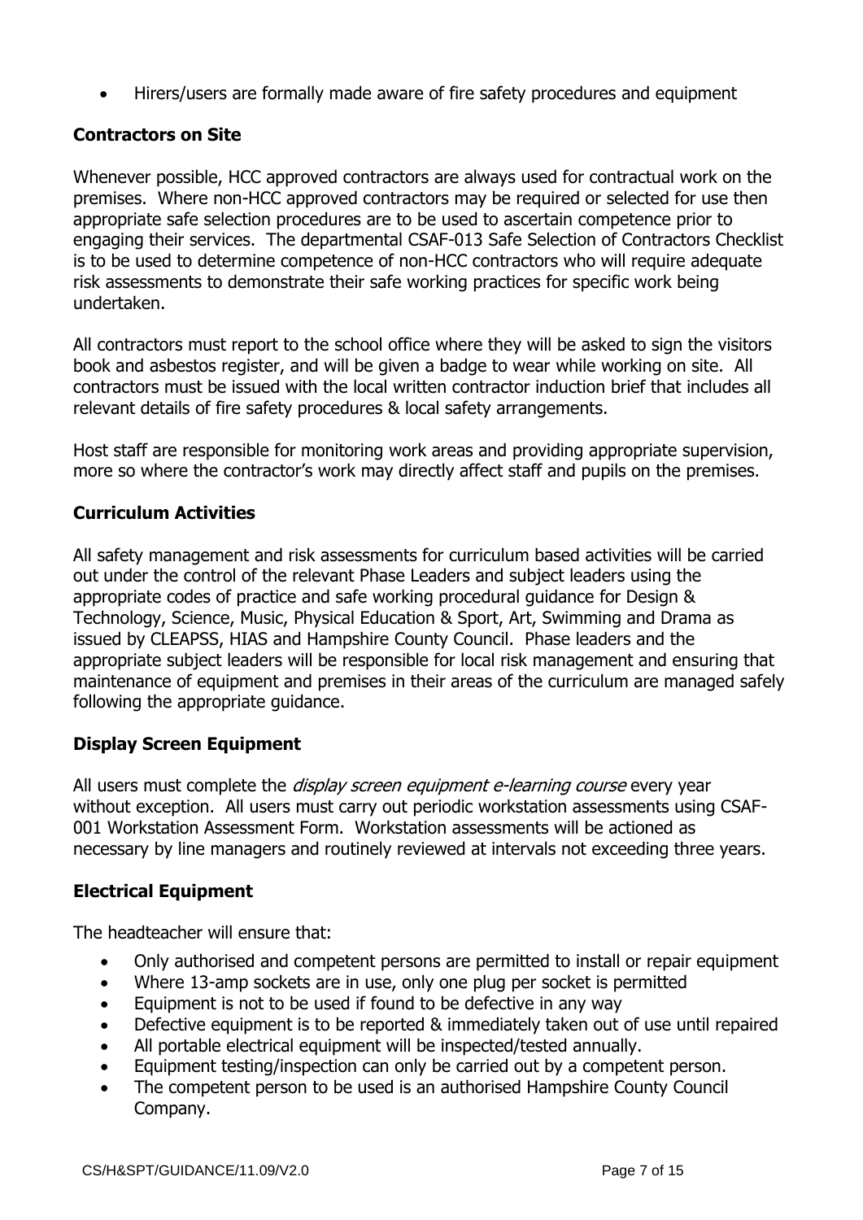- Hirers/users are formally made aware of fire safety procedures and equipment

**Contractors on Site**

Whenever possible, HCC approved contractors are always used for contractual work on the premises. Where non-HCC approved contractors may be required or selected for use then appropriate safe selection procedures are to be used to ascertain competence prior to engaging their services. The departmental CSAF-013 Safe Selection of Contractors Checklist is to be used to determine competence of non-HCC contractors who will require adequate risk assessments to demonstrate their safe working practices for specific work being undertaken.

All contractors must report to the school office where they will be asked to sign the visitors book and asbestos register, and will be given a badge to wear while working on site. All contractors must be issued with the local written contractor induction brief that includes all relevant details of fire safety procedures & local safety arrangements.

Host staff are responsible for monitoring work areas and providing appropriate supervision, more so where the contractor's work may directly affect staff and pupils on the premises.

**Curriculum Activities**

All safety management and risk assessments for curriculum based activities will be carried out under the control of the relevant Phase Leaders and subject leaders using the appropriate codes of practice and safe working procedural guidance for Design & Technology, Science, Music, Physical Education & Sport, Art, Swimming and Drama as issued by CLEAPSS, HIAS and Hampshire County Council. Phase leaders and the appropriate subject leaders will be responsible for local risk management and ensuring that maintenance of equipment and premises in their areas of the curriculum are managed safely following the appropriate guidance.

**Display Screen Equipment**

All users must complete the *display screen equipment e-learning course* every year without exception. All users must carry out periodic workstation assessments using CSAF-001 Workstation Assessment Form. Workstation assessments will be actioned as necessary by line managers and routinely reviewed at intervals not exceeding three years.

**Electrical Equipment**

The headteacher will ensure that:

- Only authorised and competent persons are permitted to install or repair equipment
- Where 13-amp sockets are in use, only one plug per socket is permitted
- Equipment is not to be used if found to be defective in any way
- Defective equipment is to be reported & immediately taken out of use until repaired
- All portable electrical equipment will be inspected/tested annually.
- Equipment testing/inspection can only be carried out by a competent person.
- The competent person to be used is an authorised Hampshire County Council Company.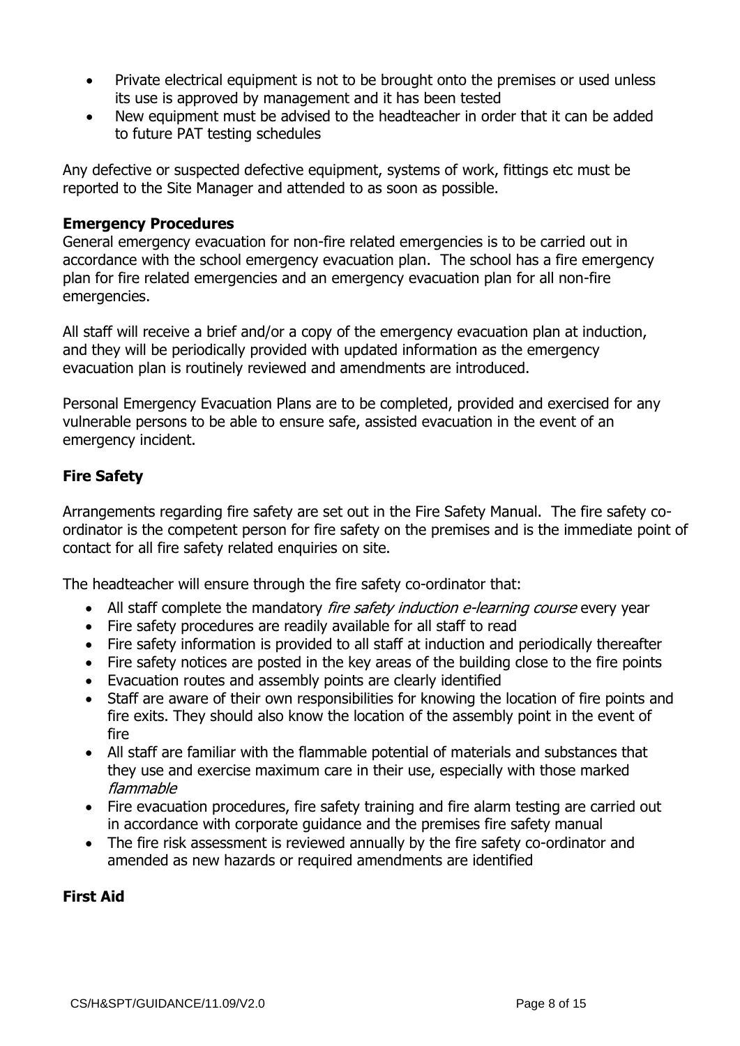- Private electrical equipment is not to be brought onto the premises or used unless its use is approved by management and it has been tested
- New equipment must be advised to the headteacher in order that it can be added to future PAT testing schedules

Any defective or suspected defective equipment, systems of work, fittings etc must be reported to the Site Manager and attended to as soon as possible.

**Emergency Procedures**

General emergency evacuation for non-fire related emergencies is to be carried out in accordance with the school emergency evacuation plan. The school has a fire emergency plan for fire related emergencies and an emergency evacuation plan for all non-fire emergencies.

All staff will receive a brief and/or a copy of the emergency evacuation plan at induction, and they will be periodically provided with updated information as the emergency evacuation plan is routinely reviewed and amendments are introduced.

Personal Emergency Evacuation Plans are to be completed, provided and exercised for any vulnerable persons to be able to ensure safe, assisted evacuation in the event of an emergency incident.

**Fire Safety**

Arrangements regarding fire safety are set out in the Fire Safety Manual. The fire safety co-ordinator is the competent person for fire safety on the premises and is the immediate point of contact for all fire safety related enquiries on site.

The headteacher will ensure through the fire safety co-ordinator that:

- All staff complete the mandatory *fire safety induction e-learning course* every year
- Fire safety procedures are readily available for all staff to read
- Fire safety information is provided to all staff at induction and periodically thereafter
- Fire safety notices are posted in the key areas of the building close to the fire points
- Evacuation routes and assembly points are clearly identified
- Staff are aware of their own responsibilities for knowing the location of fire points and fire exits. They should also know the location of the assembly point in the event of fire
- All staff are familiar with the flammable potential of materials and substances that they use and exercise maximum care in their use, especially with those marked *flammable*
- Fire evacuation procedures, fire safety training and fire alarm testing are carried out in accordance with corporate guidance and the premises fire safety manual
- The fire risk assessment is reviewed annually by the fire safety co-ordinator and amended as new hazards or required amendments are identified

**First Aid**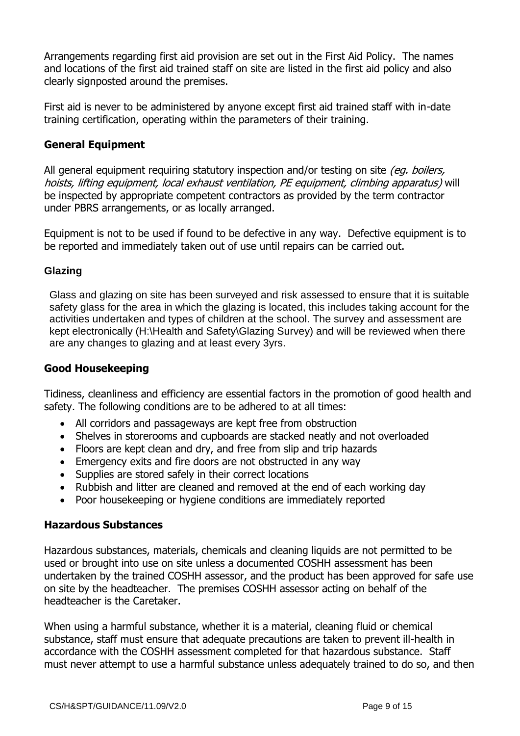Arrangements regarding first aid provision are set out in the First Aid Policy. The names and locations of the first aid trained staff on site are listed in the first aid policy and also clearly signposted around the premises.

First aid is never to be administered by anyone except first aid trained staff with in-date training certification, operating within the parameters of their training.

## General Equipment

All general equipment requiring statutory inspection and/or testing on site *(eg. boilers, hoists, lifting equipment, local exhaust ventilation, PE equipment, climbing apparatus)* will be inspected by appropriate competent contractors as provided by the term contractor under PBRS arrangements, or as locally arranged.

Equipment is not to be used if found to be defective in any way. Defective equipment is to be reported and immediately taken out of use until repairs can be carried out.

## Glazing

Glass and glazing on site has been surveyed and risk assessed to ensure that it is suitable safety glass for the area in which the glazing is located, this includes taking account for the activities undertaken and types of children at the school. The survey and assessment are kept electronically (H:\Health and Safety\Glazing Survey) and will be reviewed when there are any changes to glazing and at least every 3yrs.

## Good Housekeeping

Tidiness, cleanliness and efficiency are essential factors in the promotion of good health and safety. The following conditions are to be adhered to at all times:

- All corridors and passageways are kept free from obstruction
- Shelves in storerooms and cupboards are stacked neatly and not overloaded
- Floors are kept clean and dry, and free from slip and trip hazards
- Emergency exits and fire doors are not obstructed in any way
- Supplies are stored safely in their correct locations
- Rubbish and litter are cleaned and removed at the end of each working day
- Poor housekeeping or hygiene conditions are immediately reported

## Hazardous Substances

Hazardous substances, materials, chemicals and cleaning liquids are not permitted to be used or brought into use on site unless a documented COSHH assessment has been undertaken by the trained COSHH assessor, and the product has been approved for safe use on site by the headteacher. The premises COSHH assessor acting on behalf of the headteacher is the Caretaker.

When using a harmful substance, whether it is a material, cleaning fluid or chemical substance, staff must ensure that adequate precautions are taken to prevent ill-health in accordance with the COSHH assessment completed for that hazardous substance. Staff must never attempt to use a harmful substance unless adequately trained to do so, and then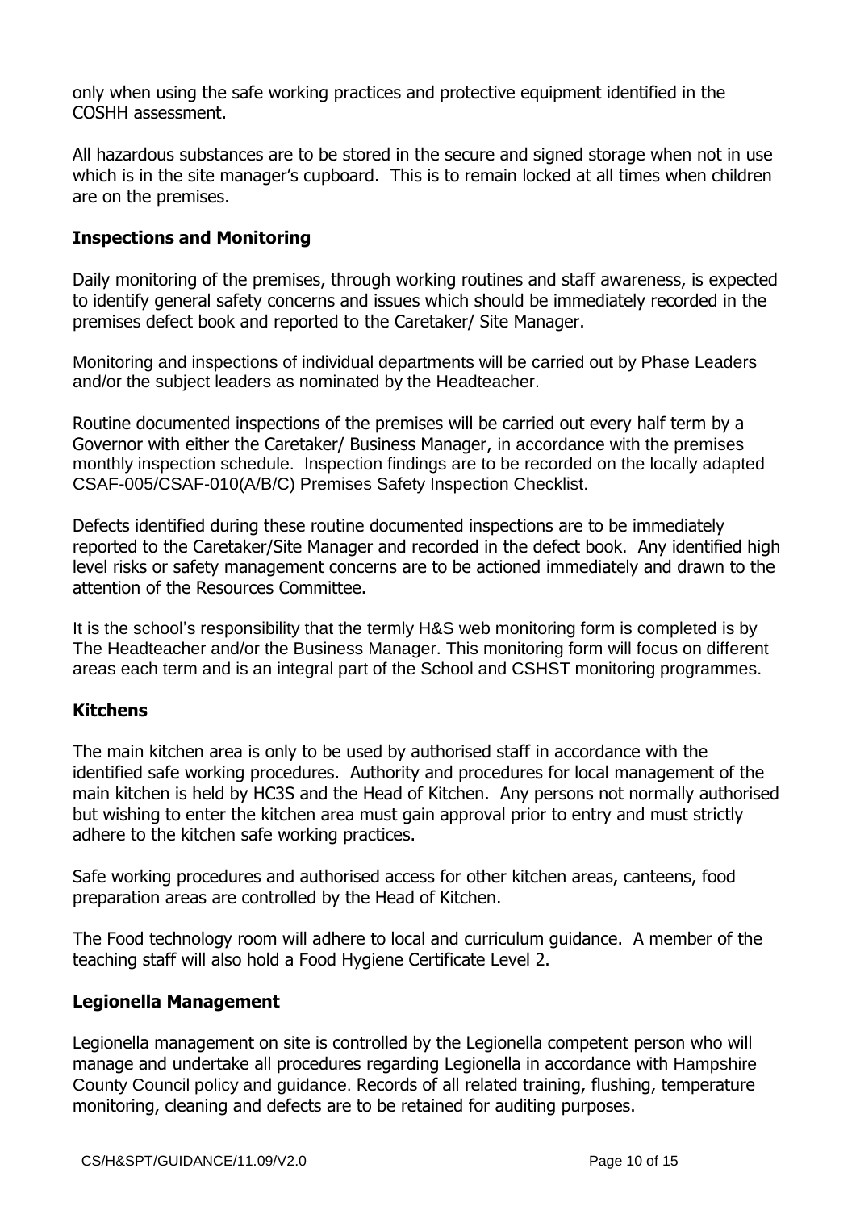only when using the safe working practices and protective equipment identified in the COSHH assessment.

All hazardous substances are to be stored in the secure and signed storage when not in use which is in the site manager's cupboard. This is to remain locked at all times when children are on the premises.

**Inspections and Monitoring**

Daily monitoring of the premises, through working routines and staff awareness, is expected to identify general safety concerns and issues which should be immediately recorded in the premises defect book and reported to the Caretaker/ Site Manager.

Monitoring and inspections of individual departments will be carried out by Phase Leaders and/or the subject leaders as nominated by the Headteacher.

Routine documented inspections of the premises will be carried out every half term by a Governor with either the Caretaker/ Business Manager, in accordance with the premises monthly inspection schedule. Inspection findings are to be recorded on the locally adapted CSAF-005/CSAF-010(A/B/C) Premises Safety Inspection Checklist.

Defects identified during these routine documented inspections are to be immediately reported to the Caretaker/Site Manager and recorded in the defect book. Any identified high level risks or safety management concerns are to be actioned immediately and drawn to the attention of the Resources Committee.

It is the school's responsibility that the termly H&S web monitoring form is completed is by The Headteacher and/or the Business Manager. This monitoring form will focus on different areas each term and is an integral part of the School and CSHST monitoring programmes.

**Kitchens**

The main kitchen area is only to be used by authorised staff in accordance with the identified safe working procedures. Authority and procedures for local management of the main kitchen is held by HC3S and the Head of Kitchen. Any persons not normally authorised but wishing to enter the kitchen area must gain approval prior to entry and must strictly adhere to the kitchen safe working practices.

Safe working procedures and authorised access for other kitchen areas, canteens, food preparation areas are controlled by the Head of Kitchen.

The Food technology room will adhere to local and curriculum guidance. A member of the teaching staff will also hold a Food Hygiene Certificate Level 2.

**Legionella Management**

Legionella management on site is controlled by the Legionella competent person who will manage and undertake all procedures regarding Legionella in accordance with Hampshire County Council policy and guidance. Records of all related training, flushing, temperature monitoring, cleaning and defects are to be retained for auditing purposes.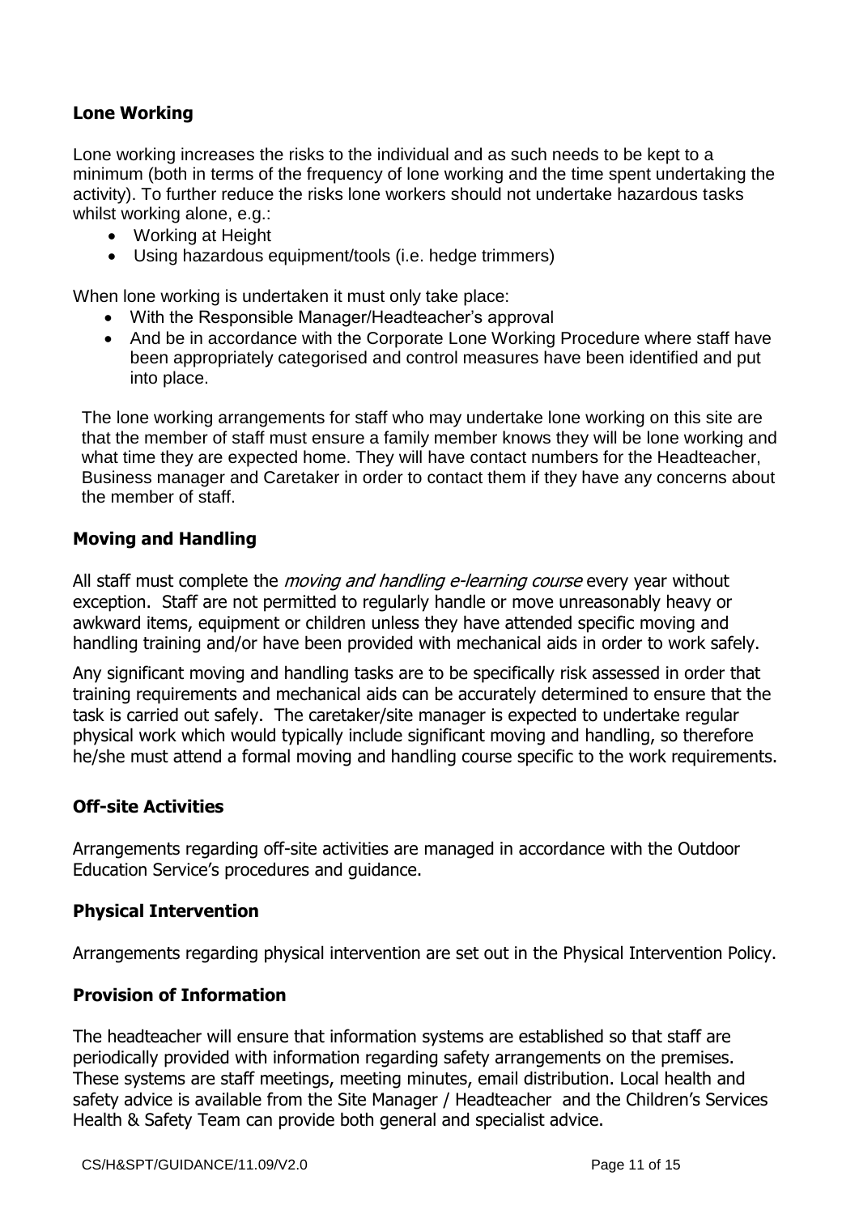## Lone Working

Lone working increases the risks to the individual and as such needs to be kept to a minimum (both in terms of the frequency of lone working and the time spent undertaking the activity). To further reduce the risks lone workers should not undertake hazardous tasks whilst working alone, e.g.:

- Working at Height
- Using hazardous equipment/tools (i.e. hedge trimmers)

When lone working is undertaken it must only take place:

- With the Responsible Manager/Headteacher's approval
- And be in accordance with the Corporate Lone Working Procedure where staff have been appropriately categorised and control measures have been identified and put into place.

The lone working arrangements for staff who may undertake lone working on this site are that the member of staff must ensure a family member knows they will be lone working and what time they are expected home. They will have contact numbers for the Headteacher, Business manager and Caretaker in order to contact them if they have any concerns about the member of staff.

## Moving and Handling

All staff must complete the *moving and handling e-learning course* every year without exception. Staff are not permitted to regularly handle or move unreasonably heavy or awkward items, equipment or children unless they have attended specific moving and handling training and/or have been provided with mechanical aids in order to work safely.

Any significant moving and handling tasks are to be specifically risk assessed in order that training requirements and mechanical aids can be accurately determined to ensure that the task is carried out safely. The caretaker/site manager is expected to undertake regular physical work which would typically include significant moving and handling, so therefore he/she must attend a formal moving and handling course specific to the work requirements.

## Off-site Activities

Arrangements regarding off-site activities are managed in accordance with the Outdoor Education Service's procedures and guidance.

## Physical Intervention

Arrangements regarding physical intervention are set out in the Physical Intervention Policy.

## Provision of Information

The headteacher will ensure that information systems are established so that staff are periodically provided with information regarding safety arrangements on the premises. These systems are staff meetings, meeting minutes, email distribution. Local health and safety advice is available from the Site Manager / Headteacher and the Children's Services Health & Safety Team can provide both general and specialist advice.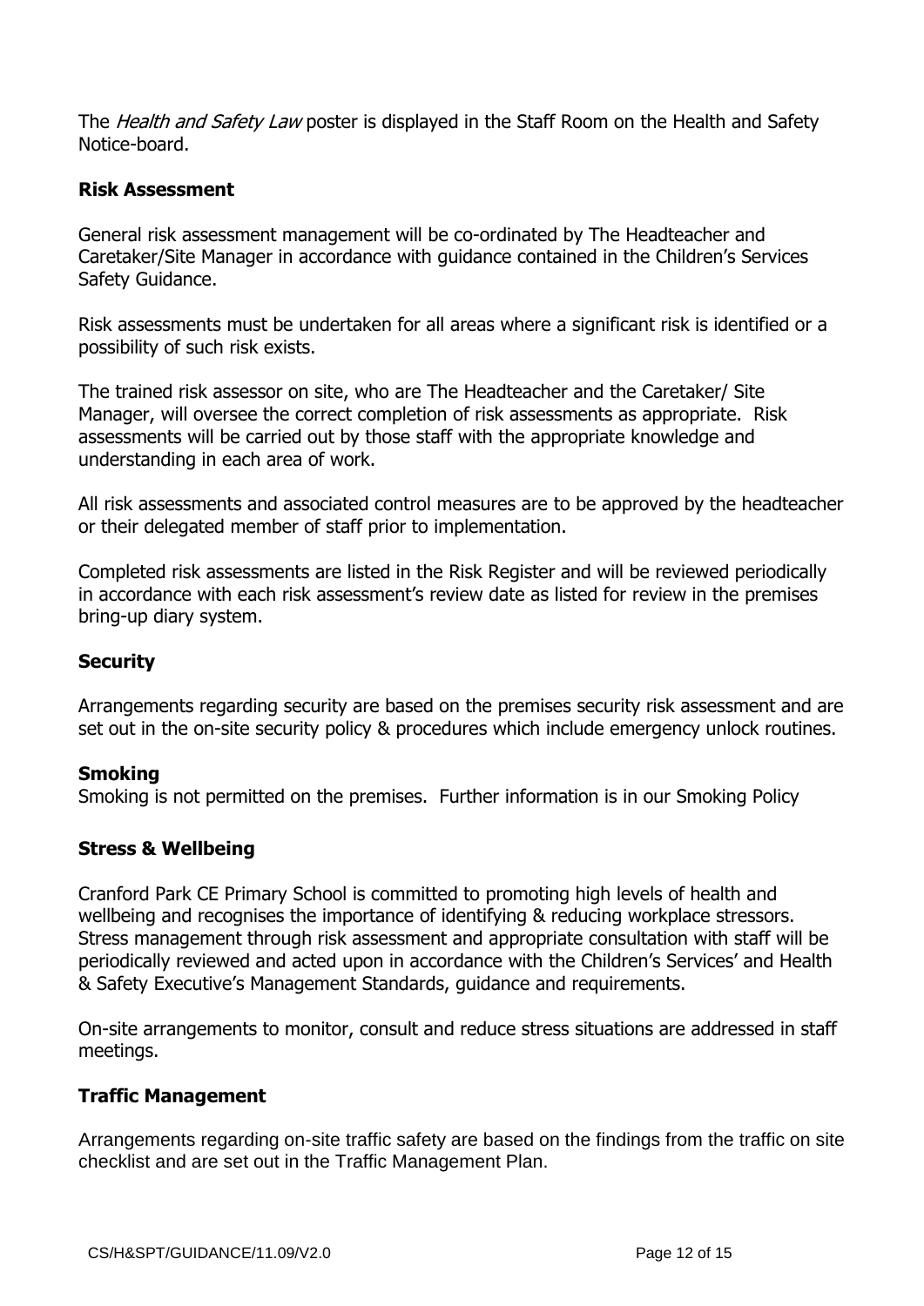The *Health and Safety Law* poster is displayed in the Staff Room on the Health and Safety Notice-board.

## Risk Assessment

General risk assessment management will be co-ordinated by The Headteacher and Caretaker/Site Manager in accordance with guidance contained in the Children's Services Safety Guidance.

Risk assessments must be undertaken for all areas where a significant risk is identified or a possibility of such risk exists.

The trained risk assessor on site, who are The Headteacher and the Caretaker/ Site Manager, will oversee the correct completion of risk assessments as appropriate. Risk assessments will be carried out by those staff with the appropriate knowledge and understanding in each area of work.

All risk assessments and associated control measures are to be approved by the headteacher or their delegated member of staff prior to implementation.

Completed risk assessments are listed in the Risk Register and will be reviewed periodically in accordance with each risk assessment's review date as listed for review in the premises bring-up diary system.

## Security

Arrangements regarding security are based on the premises security risk assessment and are set out in the on-site security policy & procedures which include emergency unlock routines.

## Smoking

Smoking is not permitted on the premises. Further information is in our Smoking Policy

## Stress & Wellbeing

Cranford Park CE Primary School is committed to promoting high levels of health and wellbeing and recognises the importance of identifying & reducing workplace stressors. Stress management through risk assessment and appropriate consultation with staff will be periodically reviewed and acted upon in accordance with the Children's Services' and Health & Safety Executive's Management Standards, guidance and requirements.

On-site arrangements to monitor, consult and reduce stress situations are addressed in staff meetings.

## Traffic Management

Arrangements regarding on-site traffic safety are based on the findings from the traffic on site checklist and are set out in the Traffic Management Plan.

CS/H&SPT/GUIDANCE/11.09/V2.0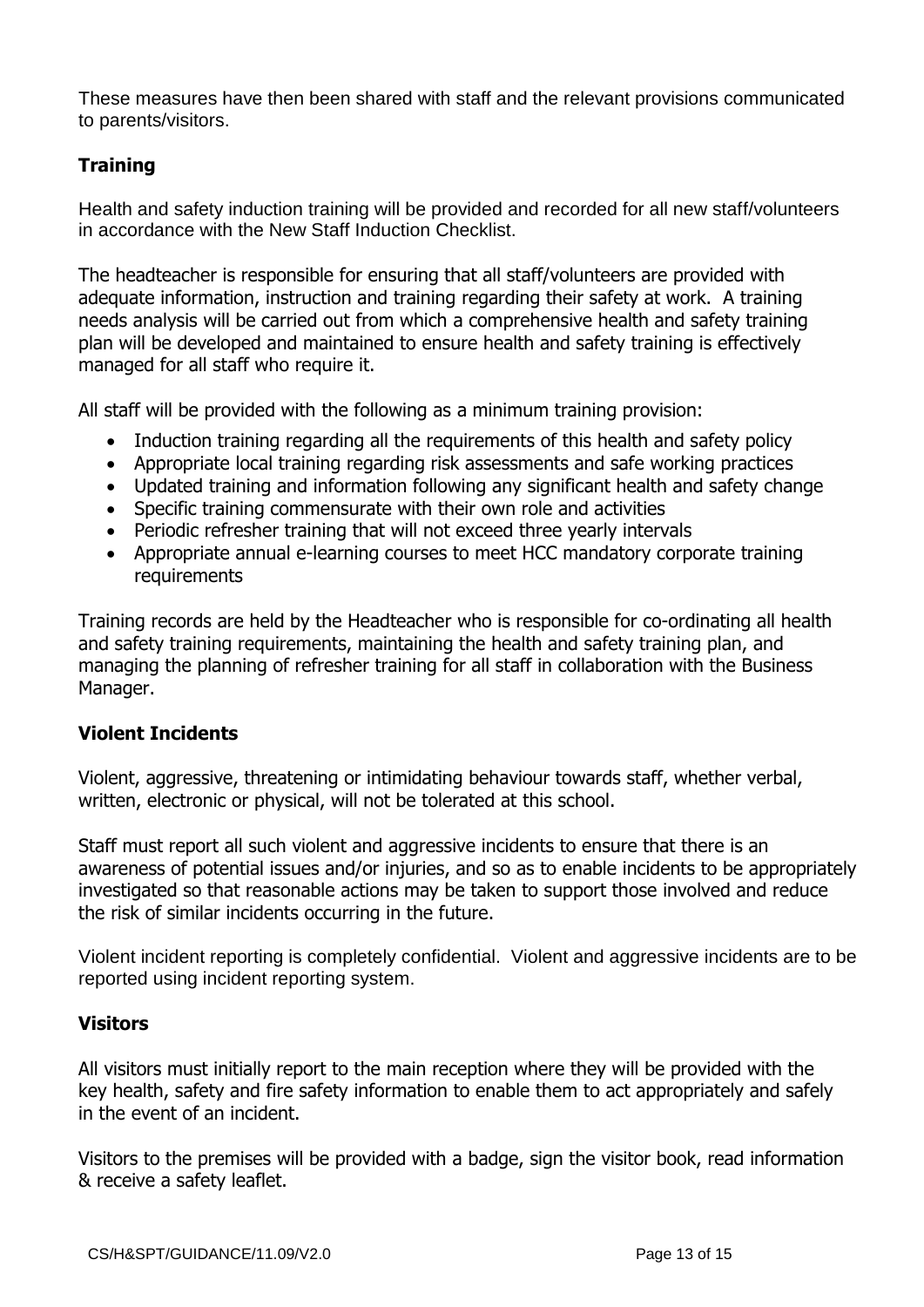These measures have then been shared with staff and the relevant provisions communicated to parents/visitors.

## Training

Health and safety induction training will be provided and recorded for all new staff/volunteers in accordance with the New Staff Induction Checklist.

The headteacher is responsible for ensuring that all staff/volunteers are provided with adequate information, instruction and training regarding their safety at work. A training needs analysis will be carried out from which a comprehensive health and safety training plan will be developed and maintained to ensure health and safety training is effectively managed for all staff who require it.

All staff will be provided with the following as a minimum training provision:

- Induction training regarding all the requirements of this health and safety policy
- Appropriate local training regarding risk assessments and safe working practices
- Updated training and information following any significant health and safety change
- Specific training commensurate with their own role and activities
- Periodic refresher training that will not exceed three yearly intervals
- Appropriate annual e-learning courses to meet HCC mandatory corporate training requirements

Training records are held by the Headteacher who is responsible for co-ordinating all health and safety training requirements, maintaining the health and safety training plan, and managing the planning of refresher training for all staff in collaboration with the Business Manager.

## Violent Incidents

Violent, aggressive, threatening or intimidating behaviour towards staff, whether verbal, written, electronic or physical, will not be tolerated at this school.

Staff must report all such violent and aggressive incidents to ensure that there is an awareness of potential issues and/or injuries, and so as to enable incidents to be appropriately investigated so that reasonable actions may be taken to support those involved and reduce the risk of similar incidents occurring in the future.

Violent incident reporting is completely confidential. Violent and aggressive incidents are to be reported using incident reporting system.

## Visitors

All visitors must initially report to the main reception where they will be provided with the key health, safety and fire safety information to enable them to act appropriately and safely in the event of an incident.

Visitors to the premises will be provided with a badge, sign the visitor book, read information & receive a safety leaflet.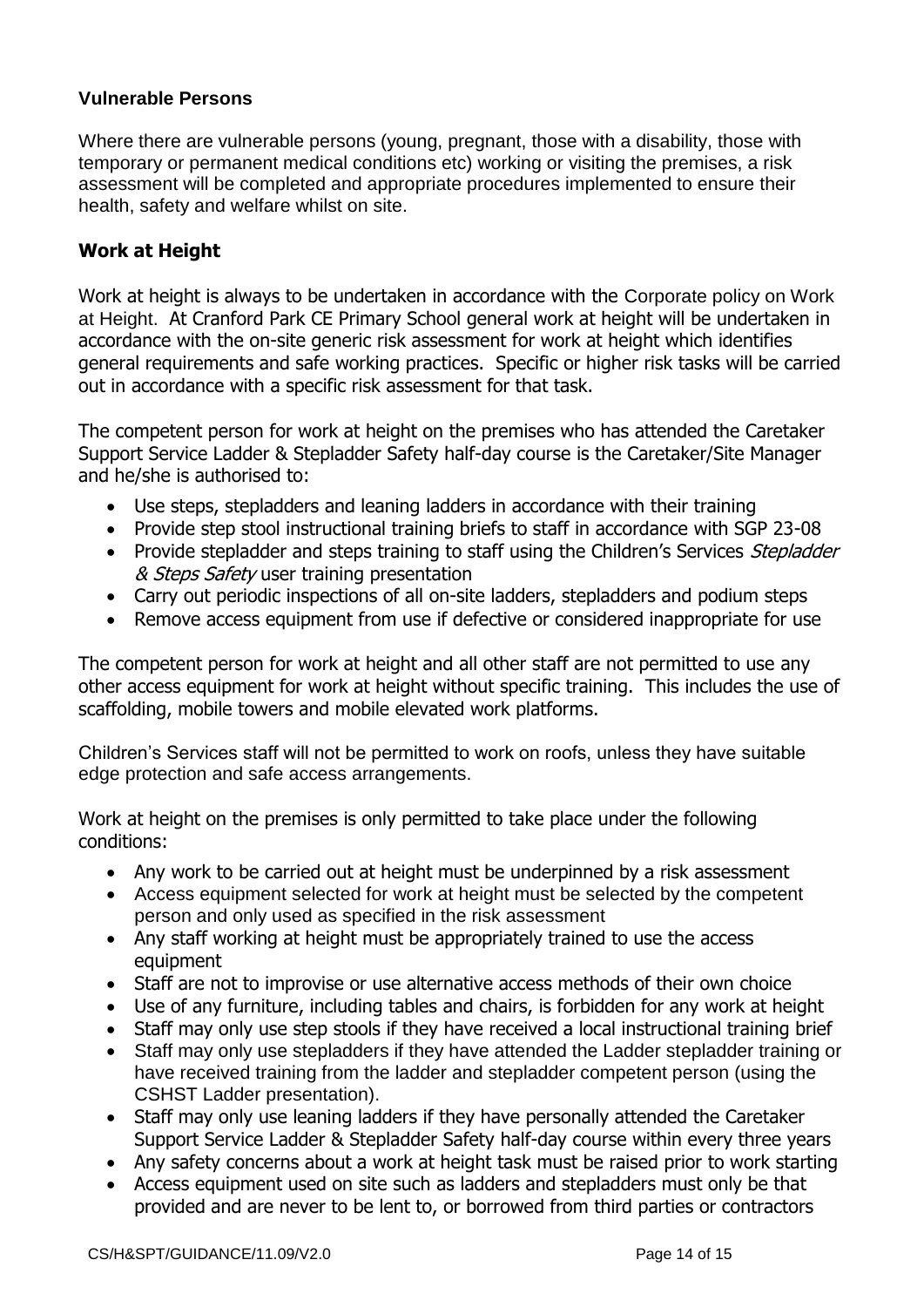### Vulnerable Persons

Where there are vulnerable persons (young, pregnant, those with a disability, those with temporary or permanent medical conditions etc) working or visiting the premises, a risk assessment will be completed and appropriate procedures implemented to ensure their health, safety and welfare whilst on site.

### Work at Height

Work at height is always to be undertaken in accordance with the Corporate policy on Work at Height. At Cranford Park CE Primary School general work at height will be undertaken in accordance with the on-site generic risk assessment for work at height which identifies general requirements and safe working practices. Specific or higher risk tasks will be carried out in accordance with a specific risk assessment for that task.

The competent person for work at height on the premises who has attended the Caretaker Support Service Ladder & Stepladder Safety half-day course is the Caretaker/Site Manager and he/she is authorised to:

- Use steps, stepladders and leaning ladders in accordance with their training
- Provide step stool instructional training briefs to staff in accordance with SGP 23-08
- Provide stepladder and steps training to staff using the Children's Services *Stepladder & Steps Safety* user training presentation
- Carry out periodic inspections of all on-site ladders, stepladders and podium steps
- Remove access equipment from use if defective or considered inappropriate for use

The competent person for work at height and all other staff are not permitted to use any other access equipment for work at height without specific training. This includes the use of scaffolding, mobile towers and mobile elevated work platforms.

Children's Services staff will not be permitted to work on roofs, unless they have suitable edge protection and safe access arrangements.

Work at height on the premises is only permitted to take place under the following conditions:

- Any work to be carried out at height must be underpinned by a risk assessment
- Access equipment selected for work at height must be selected by the competent person and only used as specified in the risk assessment
- Any staff working at height must be appropriately trained to use the access equipment
- Staff are not to improvise or use alternative access methods of their own choice
- Use of any furniture, including tables and chairs, is forbidden for any work at height
- Staff may only use step stools if they have received a local instructional training brief
- Staff may only use stepladders if they have attended the Ladder stepladder training or have received training from the ladder and stepladder competent person (using the CSHST Ladder presentation).
- Staff may only use leaning ladders if they have personally attended the Caretaker Support Service Ladder & Stepladder Safety half-day course within every three years
- Any safety concerns about a work at height task must be raised prior to work starting
- Access equipment used on site such as ladders and stepladders must only be that provided and are never to be lent to, or borrowed from third parties or contractors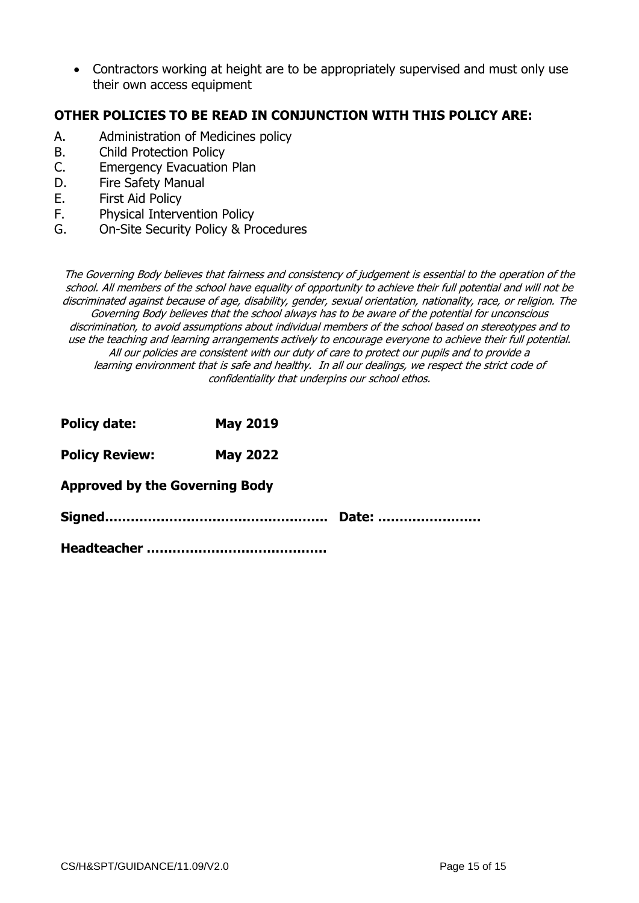- Contractors working at height are to be appropriately supervised and must only use their own access equipment

## OTHER POLICIES TO BE READ IN CONJUNCTION WITH THIS POLICY ARE:

A. Administration of Medicines policy
B. Child Protection Policy
C. Emergency Evacuation Plan
D. Fire Safety Manual
E. First Aid Policy
F. Physical Intervention Policy
G. On-Site Security Policy & Procedures

*The Governing Body believes that fairness and consistency of judgement is essential to the operation of the school. All members of the school have equality of opportunity to achieve their full potential and will not be discriminated against because of age, disability, gender, sexual orientation, nationality, race, or religion. The Governing Body believes that the school always has to be aware of the potential for unconscious discrimination, to avoid assumptions about individual members of the school based on stereotypes and to use the teaching and learning arrangements actively to encourage everyone to achieve their full potential. All our policies are consistent with our duty of care to protect our pupils and to provide a learning environment that is safe and healthy. In all our dealings, we respect the strict code of confidentiality that underpins our school ethos.*

**Policy date:** **May 2019**

**Policy Review:** **May 2022**

**Approved by the Governing Body**

**Signed…………………………………………. Date: ……………………**

**Headteacher …………………………………**

CS/H&SPT/GUIDANCE/11.09/V2.0